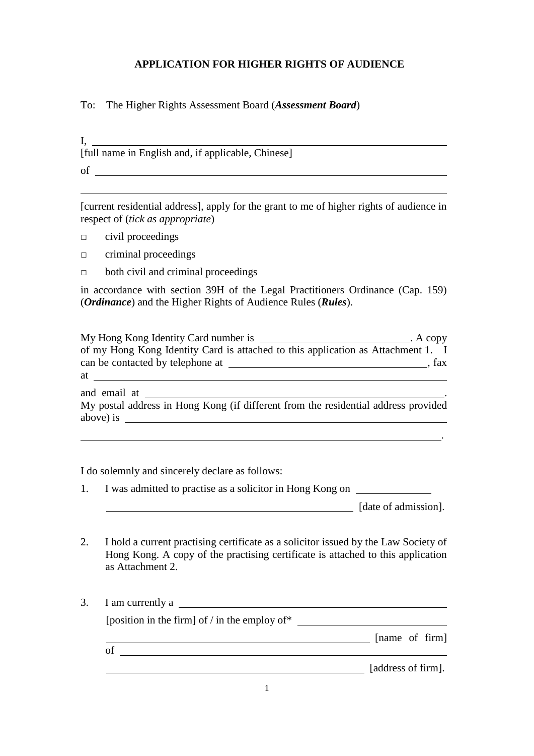# APPLICATION FOR HIGHER RIGHTS OF AUDIENCE

To: The Higher Rights Assessment Board (***Assessment Board***)

I, \_\_\_\_\_\_\_\_\_\_\_\_\_\_\_\_\_\_\_\_\_\_\_\_\_\_\_\_\_\_\_\_\_\_\_\_\_\_\_\_\_\_\_\_\_\_\_\_\_\_\_\_\_\_\_\_\_\_
[full name in English and, if applicable, Chinese]

of \_\_\_\_\_\_\_\_\_\_\_\_\_\_\_\_\_\_\_\_\_\_\_\_\_\_\_\_\_\_\_\_\_\_\_\_\_\_\_\_\_\_\_\_\_\_\_\_\_\_\_\_\_\_\_\_\_\_

\_\_\_\_\_\_\_\_\_\_\_\_\_\_\_\_\_\_\_\_\_\_\_\_\_\_\_\_\_\_\_\_\_\_\_\_\_\_\_\_\_\_\_\_\_\_\_\_\_\_\_\_\_\_\_\_\_\_\_\_

[current residential address], apply for the grant to me of higher rights of audience in respect of (*tick as appropriate*)

□ civil proceedings

□ criminal proceedings

□ both civil and criminal proceedings

in accordance with section 39H of the Legal Practitioners Ordinance (Cap. 159) (***Ordinance***) and the Higher Rights of Audience Rules (***Rules***).

My Hong Kong Identity Card number is \_\_\_\_\_\_\_\_\_\_\_\_\_\_\_\_\_\_\_\_\_\_\_\_\_\_. A copy of my Hong Kong Identity Card is attached to this application as Attachment 1. I can be contacted by telephone at \_\_\_\_\_\_\_\_\_\_\_\_\_\_\_\_\_\_\_\_\_\_\_\_\_\_\_\_\_\_\_\_\_\_\_\_, fax at \_\_\_\_\_\_\_\_\_\_\_\_\_\_\_\_\_\_\_\_\_\_\_\_\_\_\_\_\_\_\_\_\_\_\_\_\_\_\_\_\_\_\_\_\_\_\_\_\_\_\_\_\_\_\_\_

and email at \_\_\_\_\_\_\_\_\_\_\_\_\_\_\_\_\_\_\_\_\_\_\_\_\_\_\_\_\_\_\_\_\_\_\_\_\_\_\_\_\_\_\_\_\_\_\_\_\_\_\_\_.
My postal address in Hong Kong (if different from the residential address provided above) is \_\_\_\_\_\_\_\_\_\_\_\_\_\_\_\_\_\_\_\_\_\_\_\_\_\_\_\_\_\_\_\_\_\_\_\_\_\_\_\_\_\_\_\_\_\_\_\_\_\_\_\_\_\_

\_\_\_\_\_\_\_\_\_\_\_\_\_\_\_\_\_\_\_\_\_\_\_\_\_\_\_\_\_\_\_\_\_\_\_\_\_\_\_\_\_\_\_\_\_\_\_\_\_\_\_\_\_\_\_\_\_\_\_\_.

I do solemnly and sincerely declare as follows:

1. I was admitted to practise as a solicitor in Hong Kong on \_\_\_\_\_\_\_\_\_\_\_\_\_

   \_\_\_\_\_\_\_\_\_\_\_\_\_\_\_\_\_\_\_\_\_\_\_\_\_\_\_\_\_\_\_\_\_\_\_\_\_\_\_\_\_\_\_\_ [date of admission].

2. I hold a current practising certificate as a solicitor issued by the Law Society of Hong Kong. A copy of the practising certificate is attached to this application as Attachment 2.

3. I am currently a \_\_\_\_\_\_\_\_\_\_\_\_\_\_\_\_\_\_\_\_\_\_\_\_\_\_\_\_\_\_\_\_\_\_\_\_\_\_\_\_\_\_\_\_\_\_\_\_

   [position in the firm] of / in the employ of\* \_\_\_\_\_\_\_\_\_\_\_\_\_\_\_\_\_\_\_\_\_\_\_\_\_\_\_

   \_\_\_\_\_\_\_\_\_\_\_\_\_\_\_\_\_\_\_\_\_\_\_\_\_\_\_\_\_\_\_\_\_\_\_\_\_\_\_\_\_\_\_\_\_\_\_\_ [name of firm] of \_\_\_\_\_\_\_\_\_\_\_\_\_\_\_\_\_\_\_\_\_\_\_\_\_\_\_\_\_\_\_\_\_\_\_\_\_\_\_\_\_\_\_\_\_\_\_\_\_\_\_\_\_\_

   \_\_\_\_\_\_\_\_\_\_\_\_\_\_\_\_\_\_\_\_\_\_\_\_\_\_\_\_\_\_\_\_\_\_\_\_\_\_\_\_\_\_\_\_\_\_\_\_ [address of firm].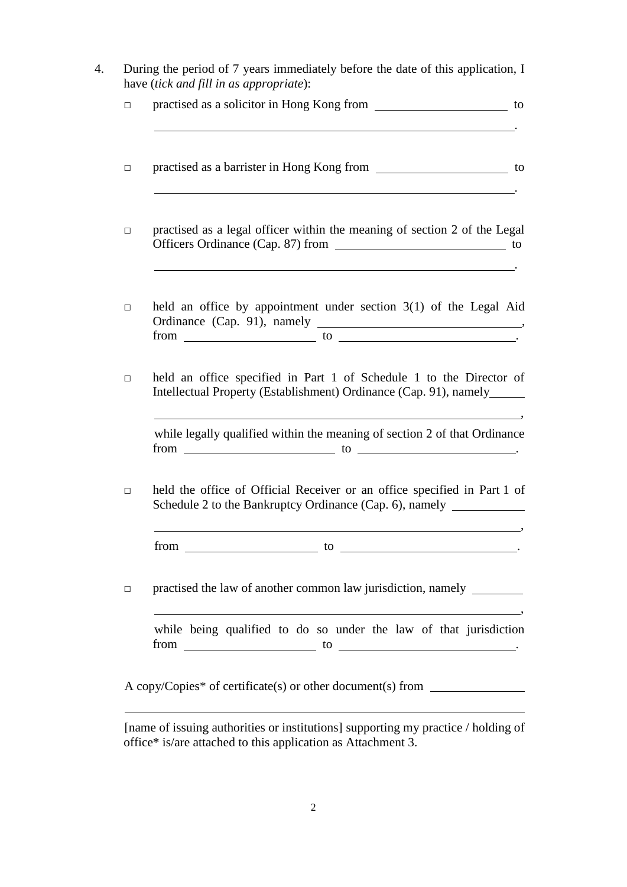4. During the period of 7 years immediately before the date of this application, I have (*tick and fill in as appropriate*):

 □ practised as a solicitor in Hong Kong from ____________________ to ____________________________________________________.

 □ practised as a barrister in Hong Kong from ____________________ to ____________________________________________________.

 □ practised as a legal officer within the meaning of section 2 of the Legal Officers Ordinance (Cap. 87) from ________________________ to ____________________________________________________.

 □ held an office by appointment under section 3(1) of the Legal Aid Ordinance (Cap. 91), namely ______________________________, from ____________________ to __________________________.

 □ held an office specified in Part 1 of Schedule 1 to the Director of Intellectual Property (Establishment) Ordinance (Cap. 91), namely_____ ____________________________________________________, while legally qualified within the meaning of section 2 of that Ordinance from ______________________ to ______________________.

 □ held the office of Official Receiver or an office specified in Part 1 of Schedule 2 to the Bankruptcy Ordinance (Cap. 6), namely __________ ____________________________________________________, from ____________________ to __________________________.

 □ practised the law of another common law jurisdiction, namely ________ ____________________________________________________, while being qualified to do so under the law of that jurisdiction from ____________________ to __________________________.

 A copy/Copies* of certificate(s) or other document(s) from ______________ ____________________________________________________ [name of issuing authorities or institutions] supporting my practice / holding of office* is/are attached to this application as Attachment 3.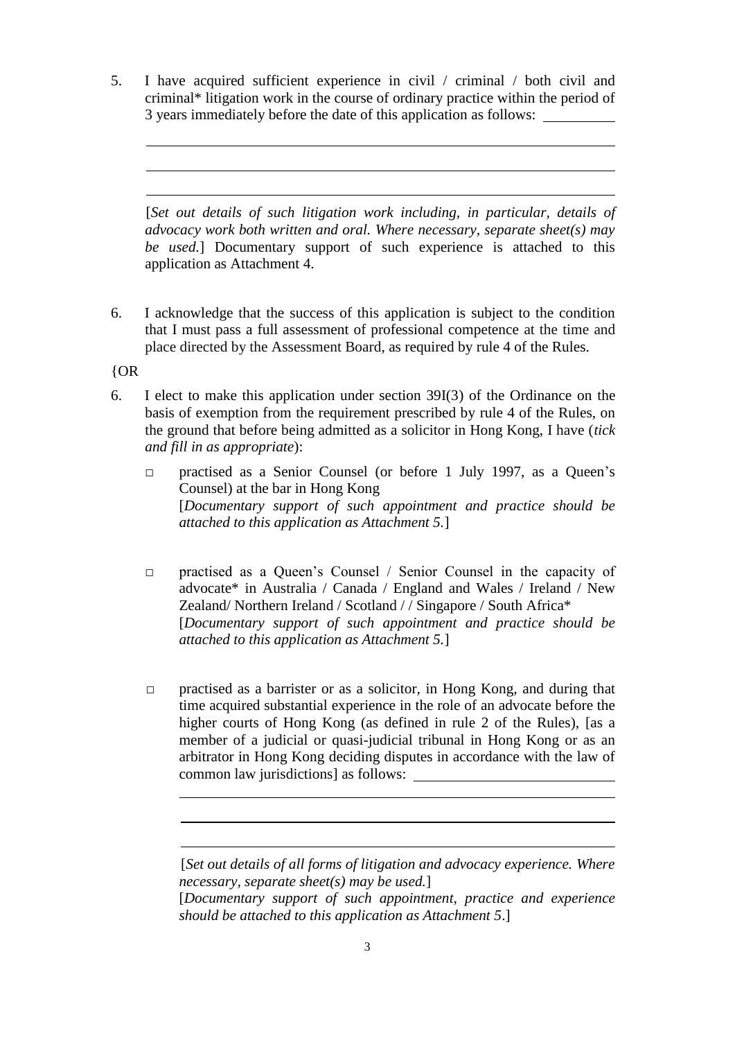5. I have acquired sufficient experience in civil / criminal / both civil and criminal* litigation work in the course of ordinary practice within the period of 3 years immediately before the date of this application as follows: \_\_\_\_\_\_\_\_\_\_

   \_\_\_\_\_\_\_\_\_\_\_\_\_\_\_\_\_\_\_\_\_\_\_\_\_\_\_\_\_\_\_\_\_\_\_\_\_\_\_\_\_\_\_\_\_\_\_\_\_\_\_\_\_\_\_\_\_\_\_\_

   \_\_\_\_\_\_\_\_\_\_\_\_\_\_\_\_\_\_\_\_\_\_\_\_\_\_\_\_\_\_\_\_\_\_\_\_\_\_\_\_\_\_\_\_\_\_\_\_\_\_\_\_\_\_\_\_\_\_\_\_

   \_\_\_\_\_\_\_\_\_\_\_\_\_\_\_\_\_\_\_\_\_\_\_\_\_\_\_\_\_\_\_\_\_\_\_\_\_\_\_\_\_\_\_\_\_\_\_\_\_\_\_\_\_\_\_\_\_\_\_\_

   [*Set out details of such litigation work including, in particular, details of advocacy work both written and oral. Where necessary, separate sheet(s) may be used.*] Documentary support of such experience is attached to this application as Attachment 4.

6. I acknowledge that the success of this application is subject to the condition that I must pass a full assessment of professional competence at the time and place directed by the Assessment Board, as required by rule 4 of the Rules.

{OR

6. I elect to make this application under section 39I(3) of the Ordinance on the basis of exemption from the requirement prescribed by rule 4 of the Rules, on the ground that before being admitted as a solicitor in Hong Kong, I have (*tick and fill in as appropriate*):

   □ practised as a Senior Counsel (or before 1 July 1997, as a Queen's Counsel) at the bar in Hong Kong
   [*Documentary support of such appointment and practice should be attached to this application as Attachment 5.*]

   □ practised as a Queen's Counsel / Senior Counsel in the capacity of advocate* in Australia / Canada / England and Wales / Ireland / New Zealand/ Northern Ireland / Scotland / / Singapore / South Africa*
   [*Documentary support of such appointment and practice should be attached to this application as Attachment 5.*]

   □ practised as a barrister or as a solicitor, in Hong Kong, and during that time acquired substantial experience in the role of an advocate before the higher courts of Hong Kong (as defined in rule 2 of the Rules), [as a member of a judicial or quasi-judicial tribunal in Hong Kong or as an arbitrator in Hong Kong deciding disputes in accordance with the law of common law jurisdictions] as follows: \_\_\_\_\_\_\_\_\_\_\_\_\_\_\_\_\_\_\_\_

   \_\_\_\_\_\_\_\_\_\_\_\_\_\_\_\_\_\_\_\_\_\_\_\_\_\_\_\_\_\_\_\_\_\_\_\_\_\_\_\_\_\_\_\_\_\_\_\_\_\_\_\_\_\_\_\_

   \_\_\_\_\_\_\_\_\_\_\_\_\_\_\_\_\_\_\_\_\_\_\_\_\_\_\_\_\_\_\_\_\_\_\_\_\_\_\_\_\_\_\_\_\_\_\_\_\_\_\_\_\_\_\_\_

   \_\_\_\_\_\_\_\_\_\_\_\_\_\_\_\_\_\_\_\_\_\_\_\_\_\_\_\_\_\_\_\_\_\_\_\_\_\_\_\_\_\_\_\_\_\_\_\_\_\_\_\_\_\_\_\_

   [*Set out details of all forms of litigation and advocacy experience. Where necessary, separate sheet(s) may be used.*]
   [*Documentary support of such appointment, practice and experience should be attached to this application as Attachment 5*.]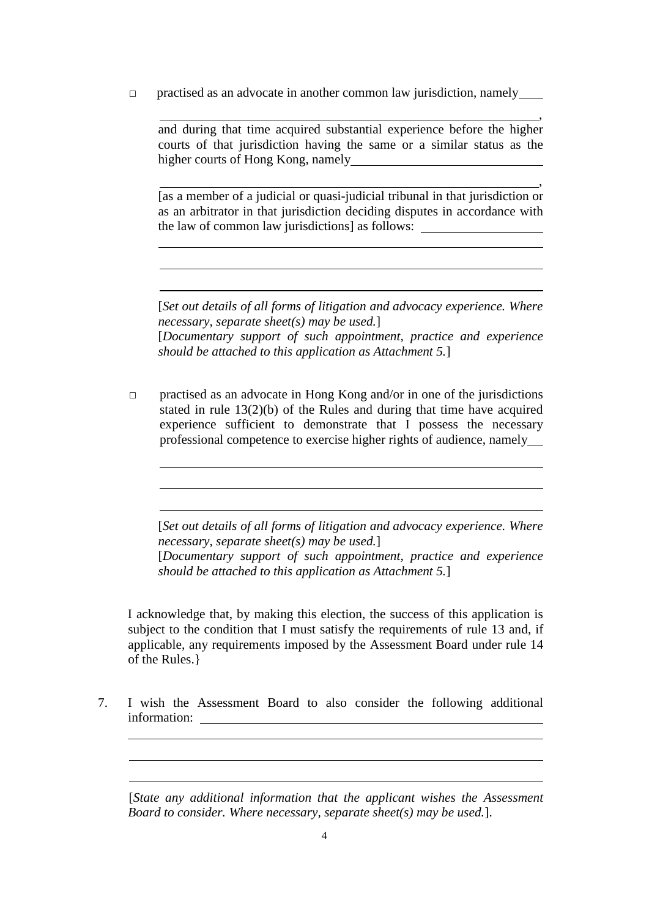□ practised as an advocate in another common law jurisdiction, namely \_\_\_\_

\_\_\_\_\_\_\_\_\_\_\_\_\_\_\_\_\_\_\_\_\_\_\_\_\_\_\_\_\_\_\_\_\_\_\_\_\_\_\_\_\_\_\_\_\_\_\_\_\_\_\_\_\_\_\_\_\_\_,
and during that time acquired substantial experience before the higher courts of that jurisdiction having the same or a similar status as the higher courts of Hong Kong, namely \_\_\_\_\_\_\_\_\_\_\_\_\_\_\_\_\_\_\_\_\_\_\_\_\_\_\_\_\_\_

\_\_\_\_\_\_\_\_\_\_\_\_\_\_\_\_\_\_\_\_\_\_\_\_\_\_\_\_\_\_\_\_\_\_\_\_\_\_\_\_\_\_\_\_\_\_\_\_\_\_\_\_\_\_\_\_\_\_,
[as a member of a judicial or quasi-judicial tribunal in that jurisdiction or as an arbitrator in that jurisdiction deciding disputes in accordance with the law of common law jurisdictions] as follows: \_\_\_\_\_\_\_\_\_\_\_\_\_\_\_\_\_\_\_\_

\_\_\_\_\_\_\_\_\_\_\_\_\_\_\_\_\_\_\_\_\_\_\_\_\_\_\_\_\_\_\_\_\_\_\_\_\_\_\_\_\_\_\_\_\_\_\_\_\_\_\_\_\_\_\_\_\_\_

\_\_\_\_\_\_\_\_\_\_\_\_\_\_\_\_\_\_\_\_\_\_\_\_\_\_\_\_\_\_\_\_\_\_\_\_\_\_\_\_\_\_\_\_\_\_\_\_\_\_\_\_\_\_\_\_\_\_

\_\_\_\_\_\_\_\_\_\_\_\_\_\_\_\_\_\_\_\_\_\_\_\_\_\_\_\_\_\_\_\_\_\_\_\_\_\_\_\_\_\_\_\_\_\_\_\_\_\_\_\_\_\_\_\_\_\_

[*Set out details of all forms of litigation and advocacy experience. Where necessary, separate sheet(s) may be used.*]
[*Documentary support of such appointment, practice and experience should be attached to this application as Attachment 5.*]

□ practised as an advocate in Hong Kong and/or in one of the jurisdictions stated in rule 13(2)(b) of the Rules and during that time have acquired experience sufficient to demonstrate that I possess the necessary professional competence to exercise higher rights of audience, namely \_\_\_

\_\_\_\_\_\_\_\_\_\_\_\_\_\_\_\_\_\_\_\_\_\_\_\_\_\_\_\_\_\_\_\_\_\_\_\_\_\_\_\_\_\_\_\_\_\_\_\_\_\_\_\_\_\_\_\_\_\_

\_\_\_\_\_\_\_\_\_\_\_\_\_\_\_\_\_\_\_\_\_\_\_\_\_\_\_\_\_\_\_\_\_\_\_\_\_\_\_\_\_\_\_\_\_\_\_\_\_\_\_\_\_\_\_\_\_\_

\_\_\_\_\_\_\_\_\_\_\_\_\_\_\_\_\_\_\_\_\_\_\_\_\_\_\_\_\_\_\_\_\_\_\_\_\_\_\_\_\_\_\_\_\_\_\_\_\_\_\_\_\_\_\_\_\_\_

[*Set out details of all forms of litigation and advocacy experience. Where necessary, separate sheet(s) may be used.*]
[*Documentary support of such appointment, practice and experience should be attached to this application as Attachment 5.*]

I acknowledge that, by making this election, the success of this application is subject to the condition that I must satisfy the requirements of rule 13 and, if applicable, any requirements imposed by the Assessment Board under rule 14 of the Rules.}

7. I wish the Assessment Board to also consider the following additional information: \_\_\_\_\_\_\_\_\_\_\_\_\_\_\_\_\_\_\_\_\_\_\_\_\_\_\_\_\_\_\_\_\_\_\_\_\_\_\_\_\_\_\_\_\_\_

\_\_\_\_\_\_\_\_\_\_\_\_\_\_\_\_\_\_\_\_\_\_\_\_\_\_\_\_\_\_\_\_\_\_\_\_\_\_\_\_\_\_\_\_\_\_\_\_\_\_\_\_\_\_\_\_\_\_\_\_

\_\_\_\_\_\_\_\_\_\_\_\_\_\_\_\_\_\_\_\_\_\_\_\_\_\_\_\_\_\_\_\_\_\_\_\_\_\_\_\_\_\_\_\_\_\_\_\_\_\_\_\_\_\_\_\_\_\_\_\_

\_\_\_\_\_\_\_\_\_\_\_\_\_\_\_\_\_\_\_\_\_\_\_\_\_\_\_\_\_\_\_\_\_\_\_\_\_\_\_\_\_\_\_\_\_\_\_\_\_\_\_\_\_\_\_\_\_\_\_\_

[*State any additional information that the applicant wishes the Assessment Board to consider. Where necessary, separate sheet(s) may be used.*].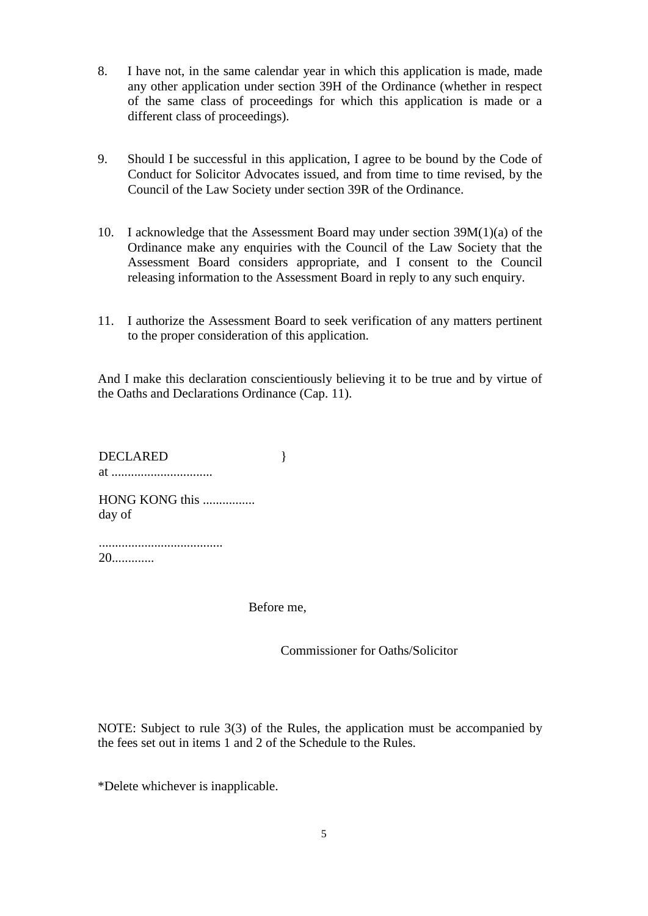8. I have not, in the same calendar year in which this application is made, made any other application under section 39H of the Ordinance (whether in respect of the same class of proceedings for which this application is made or a different class of proceedings).

9. Should I be successful in this application, I agree to be bound by the Code of Conduct for Solicitor Advocates issued, and from time to time revised, by the Council of the Law Society under section 39R of the Ordinance.

10. I acknowledge that the Assessment Board may under section 39M(1)(a) of the Ordinance make any enquiries with the Council of the Law Society that the Assessment Board considers appropriate, and I consent to the Council releasing information to the Assessment Board in reply to any such enquiry.

11. I authorize the Assessment Board to seek verification of any matters pertinent to the proper consideration of this application.

And I make this declaration conscientiously believing it to be true and by virtue of the Oaths and Declarations Ordinance (Cap. 11).

DECLARED }
at ...............................

HONG KONG this ................ day of

......................................
20.............

Before me,

Commissioner for Oaths/Solicitor

NOTE: Subject to rule 3(3) of the Rules, the application must be accompanied by the fees set out in items 1 and 2 of the Schedule to the Rules.

*Delete whichever is inapplicable.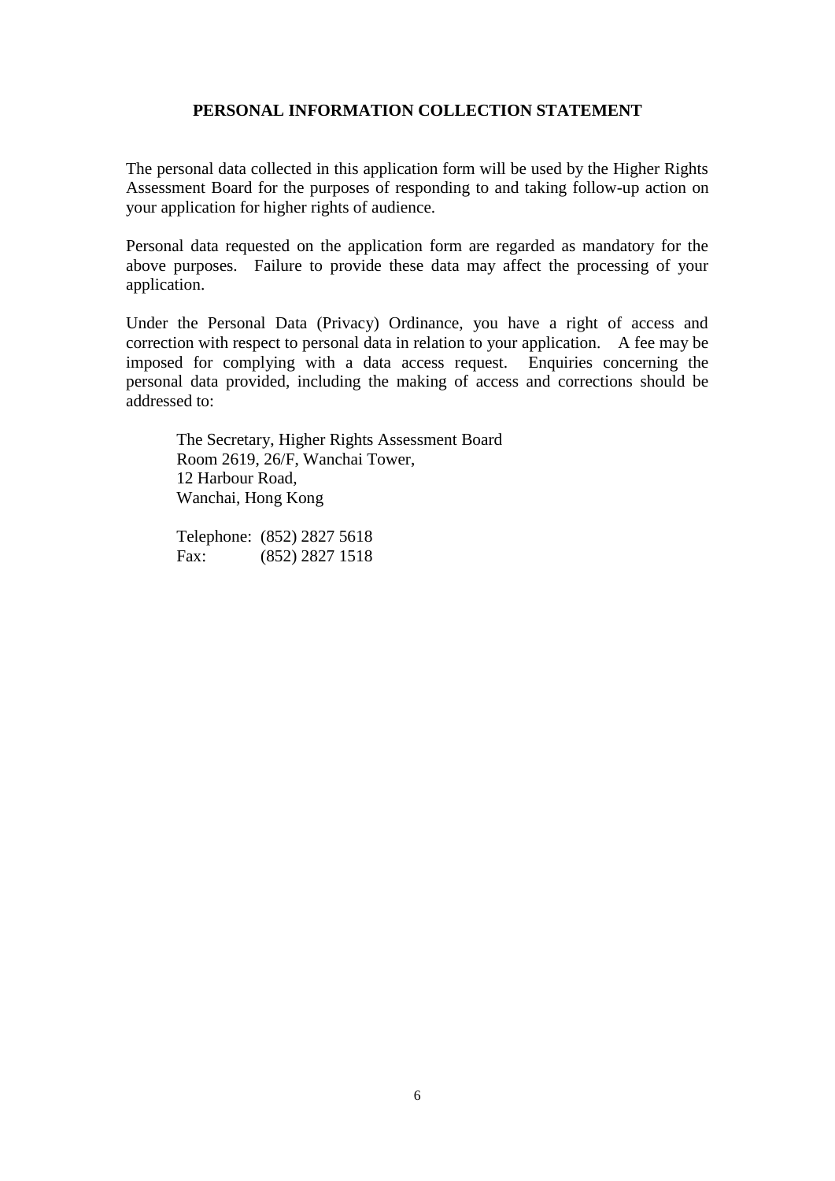## PERSONAL INFORMATION COLLECTION STATEMENT

The personal data collected in this application form will be used by the Higher Rights Assessment Board for the purposes of responding to and taking follow-up action on your application for higher rights of audience.

Personal data requested on the application form are regarded as mandatory for the above purposes. Failure to provide these data may affect the processing of your application.

Under the Personal Data (Privacy) Ordinance, you have a right of access and correction with respect to personal data in relation to your application. A fee may be imposed for complying with a data access request. Enquiries concerning the personal data provided, including the making of access and corrections should be addressed to:

> The Secretary, Higher Rights Assessment Board
> Room 2619, 26/F, Wanchai Tower,
> 12 Harbour Road,
> Wanchai, Hong Kong
>
> Telephone: (852) 2827 5618
> Fax: (852) 2827 1518